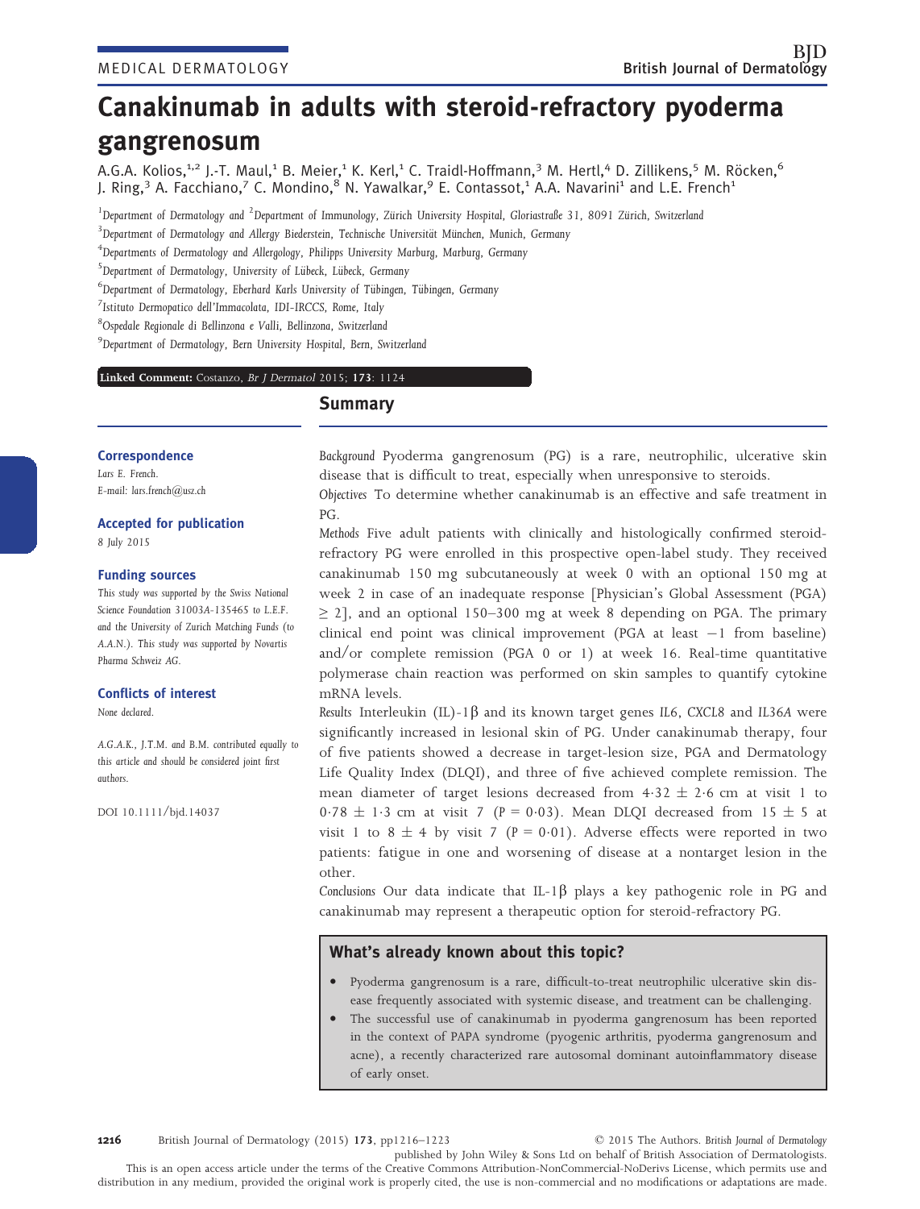# Canakinumab in adults with steroid-refractory pyoderma gangrenosum

A.G.A. Kolios,[1,2] J.-T. Maul,[1] B. Meier,[1] K. Kerl,[1] C. Traidl-Hoffmann,[3] M. Hertl,[4] D. Zillikens,[5] M. Röcken,[6] J. Ring,[3] A. Facchiano,[7] C. Mondino,[8] N. Yawalkar,[9] E. Contassot,[1] A.A. Navarini[1] and L.E. French[1]

[1]Department of Dermatology and [2]Department of Immunology, Zürich University Hospital, Gloriastraße 31, 8091 Zürich, Switzerland

[3]Department of Dermatology and Allergy Biederstein, Technische Universität München, Munich, Germany

[4]Departments of Dermatology and Allergology, Philipps University Marburg, Marburg, Germany

[5]Department of Dermatology, University of Lübeck, Lübeck, Germany

[6]Department of Dermatology, Eberhard Karls University of Tübingen, Tübingen, Germany

[7]Istituto Dermopatico dell'Immacolata, IDI-IRCCS, Rome, Italy

[8]Ospedale Regionale di Bellinzona e Valli, Bellinzona, Switzerland

[9]Department of Dermatology, Bern University Hospital, Bern, Switzerland

**Linked Comment:** Costanzo, *Br J Dermatol* 2015; **173**: 1124

### Correspondence

Lars E. French.
E-mail: lars.french@usz.ch

### Accepted for publication

8 July 2015

### Funding sources

This study was supported by the Swiss National Science Foundation 31003A-135465 to L.E.F. and the University of Zurich Matching Funds (to A.A.N.). This study was supported by Novartis Pharma Schweiz AG.

### Conflicts of interest

None declared.

A.G.A.K., J.T.M. and B.M. contributed equally to this article and should be considered joint first authors.

DOI 10.1111/bjd.14037

## Summary

*Background* Pyoderma gangrenosum (PG) is a rare, neutrophilic, ulcerative skin disease that is difficult to treat, especially when unresponsive to steroids.

*Objectives* To determine whether canakinumab is an effective and safe treatment in PG.

*Methods* Five adult patients with clinically and histologically confirmed steroid-refractory PG were enrolled in this prospective open-label study. They received canakinumab 150 mg subcutaneously at week 0 with an optional 150 mg at week 2 in case of an inadequate response [Physician's Global Assessment (PGA) ≥ 2], and an optional 150–300 mg at week 8 depending on PGA. The primary clinical end point was clinical improvement (PGA at least −1 from baseline) and/or complete remission (PGA 0 or 1) at week 16. Real-time quantitative polymerase chain reaction was performed on skin samples to quantify cytokine mRNA levels.

*Results* Interleukin (IL)-1β and its known target genes *IL6*, *CXCL8* and *IL36A* were significantly increased in lesional skin of PG. Under canakinumab therapy, four of five patients showed a decrease in target-lesion size, PGA and Dermatology Life Quality Index (DLQI), and three of five achieved complete remission. The mean diameter of target lesions decreased from 4·32 ± 2·6 cm at visit 1 to 0·78 ± 1·3 cm at visit 7 ($P = 0{\cdot}03$). Mean DLQI decreased from 15 ± 5 at visit 1 to 8 ± 4 by visit 7 ($P = 0{\cdot}01$). Adverse effects were reported in two patients: fatigue in one and worsening of disease at a nontarget lesion in the other.

*Conclusions* Our data indicate that IL-1β plays a key pathogenic role in PG and canakinumab may represent a therapeutic option for steroid-refractory PG.

### What's already known about this topic?

- Pyoderma gangrenosum is a rare, difficult-to-treat neutrophilic ulcerative skin disease frequently associated with systemic disease, and treatment can be challenging.
- The successful use of canakinumab in pyoderma gangrenosum has been reported in the context of PAPA syndrome (pyogenic arthritis, pyoderma gangrenosum and acne), a recently characterized rare autosomal dominant autoinflammatory disease of early onset.

© 2015 The Authors. *British Journal of Dermatology* published by John Wiley & Sons Ltd on behalf of British Association of Dermatologists.
This is an open access article under the terms of the Creative Commons Attribution-NonCommercial-NoDerivs License, which permits use and distribution in any medium, provided the original work is properly cited, the use is non-commercial and no modifications or adaptations are made.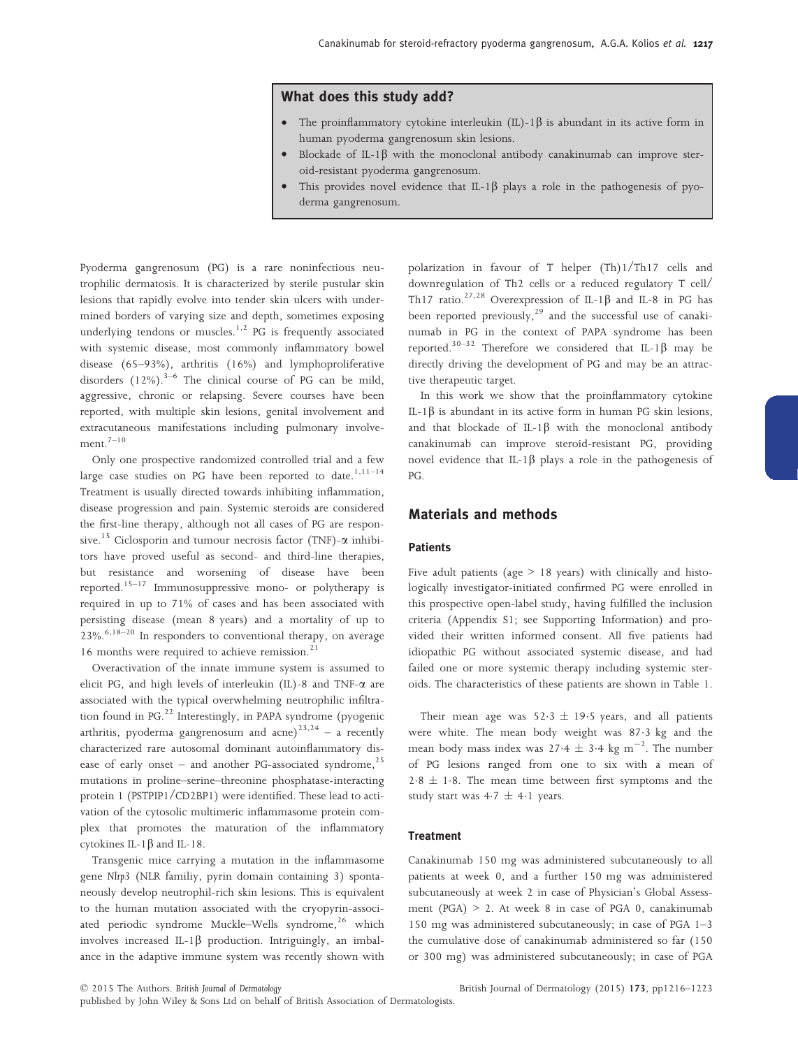## What does this study add?

- The proinflammatory cytokine interleukin (IL)-1β is abundant in its active form in human pyoderma gangrenosum skin lesions.
- Blockade of IL-1β with the monoclonal antibody canakinumab can improve steroid-resistant pyoderma gangrenosum.
- This provides novel evidence that IL-1β plays a role in the pathogenesis of pyoderma gangrenosum.

Pyoderma gangrenosum (PG) is a rare noninfectious neutrophilic dermatosis. It is characterized by sterile pustular skin lesions that rapidly evolve into tender skin ulcers with undermined borders of varying size and depth, sometimes exposing underlying tendons or muscles.[1,2] PG is frequently associated with systemic disease, most commonly inflammatory bowel disease (65–93%), arthritis (16%) and lymphoproliferative disorders (12%).[3–6] The clinical course of PG can be mild, aggressive, chronic or relapsing. Severe courses have been reported, with multiple skin lesions, genital involvement and extracutaneous manifestations including pulmonary involvement.[7–10]

Only one prospective randomized controlled trial and a few large case studies on PG have been reported to date.[1,11–14] Treatment is usually directed towards inhibiting inflammation, disease progression and pain. Systemic steroids are considered the first-line therapy, although not all cases of PG are responsive.[15] Ciclosporin and tumour necrosis factor (TNF)-α inhibitors have proved useful as second- and third-line therapies, but resistance and worsening of disease have been reported.[15–17] Immunosuppressive mono- or polytherapy is required in up to 71% of cases and has been associated with persisting disease (mean 8 years) and a mortality of up to 23%.[6,18–20] In responders to conventional therapy, on average 16 months were required to achieve remission.[21]

Overactivation of the innate immune system is assumed to elicit PG, and high levels of interleukin (IL)-8 and TNF-α are associated with the typical overwhelming neutrophilic infiltration found in PG.[22] Interestingly, in PAPA syndrome (pyogenic arthritis, pyoderma gangrenosum and acne)[23,24] – a recently characterized rare autosomal dominant autoinflammatory disease of early onset – and another PG-associated syndrome,[25] mutations in proline–serine–threonine phosphatase-interacting protein 1 (PSTPIP1/CD2BP1) were identified. These lead to activation of the cytosolic multimeric inflammasome protein complex that promotes the maturation of the inflammatory cytokines IL-1β and IL-18.

Transgenic mice carrying a mutation in the inflammasome gene *Nlrp3* (NLR familiy, pyrin domain containing 3) spontaneously develop neutrophil-rich skin lesions. This is equivalent to the human mutation associated with the cryopyrin-associated periodic syndrome Muckle–Wells syndrome,[26] which involves increased IL-1β production. Intriguingly, an imbalance in the adaptive immune system was recently shown with polarization in favour of T helper (Th)1/Th17 cells and downregulation of Th2 cells or a reduced regulatory T cell/Th17 ratio.[27,28] Overexpression of IL-1β and IL-8 in PG has been reported previously,[29] and the successful use of canakinumab in PG in the context of PAPA syndrome has been reported.[30–32] Therefore we considered that IL-1β may be directly driving the development of PG and may be an attractive therapeutic target.

In this work we show that the proinflammatory cytokine IL-1β is abundant in its active form in human PG skin lesions, and that blockade of IL-1β with the monoclonal antibody canakinumab can improve steroid-resistant PG, providing novel evidence that IL-1β plays a role in the pathogenesis of PG.

## Materials and methods

### Patients

Five adult patients (age > 18 years) with clinically and histologically investigator-initiated confirmed PG were enrolled in this prospective open-label study, having fulfilled the inclusion criteria (Appendix S1; see Supporting Information) and provided their written informed consent. All five patients had idiopathic PG without associated systemic disease, and had failed one or more systemic therapy including systemic steroids. The characteristics of these patients are shown in Table 1.

Their mean age was 52·3 ± 19·5 years, and all patients were white. The mean body weight was 87·3 kg and the mean body mass index was 27·4 ± 3·4 kg $m^{-2}$. The number of PG lesions ranged from one to six with a mean of 2·8 ± 1·8. The mean time between first symptoms and the study start was 4·7 ± 4·1 years.

### Treatment

Canakinumab 150 mg was administered subcutaneously to all patients at week 0, and a further 150 mg was administered subcutaneously at week 2 in case of Physician's Global Assessment (PGA) > 2. At week 8 in case of PGA 0, canakinumab 150 mg was administered subcutaneously; in case of PGA 1–3 the cumulative dose of canakinumab administered so far (150 or 300 mg) was administered subcutaneously; in case of PGA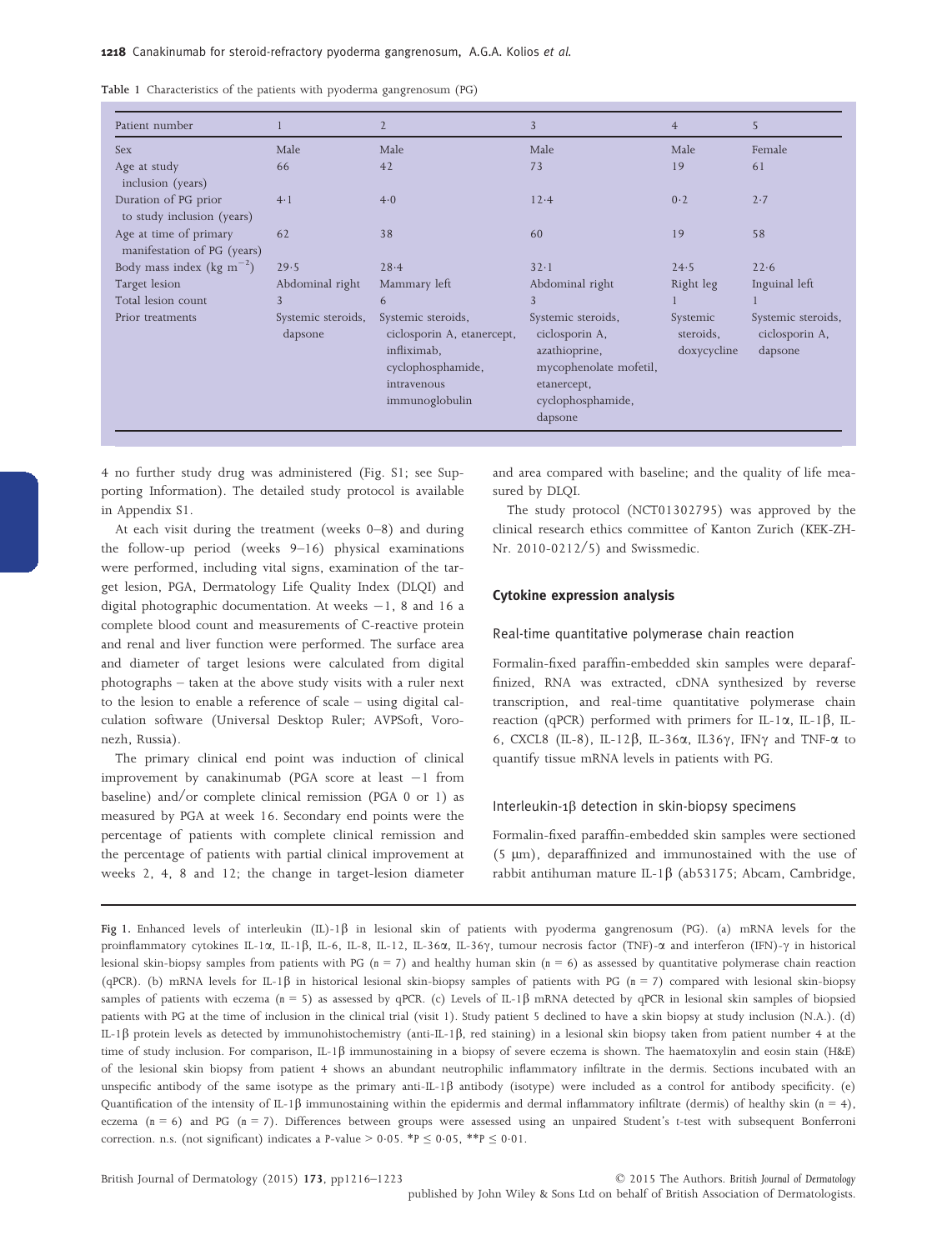Table 1 Characteristics of the patients with pyoderma gangrenosum (PG)

| Patient number | 1 | 2 | 3 | 4 | 5 |
| --- | --- | --- | --- | --- | --- |
| Sex | Male | Male | Male | Male | Female |
| Age at study inclusion (years) | 66 | 42 | 73 | 19 | 61 |
| Duration of PG prior to study inclusion (years) | 4·1 | 4·0 | 12·4 | 0·2 | 2·7 |
| Age at time of primary manifestation of PG (years) | 62 | 38 | 60 | 19 | 58 |
| Body mass index (kg $m^{-2}$) | 29·5 | 28·4 | 32·1 | 24·5 | 22·6 |
| Target lesion | Abdominal right | Mammary left | Abdominal right | Right leg | Inguinal left |
| Total lesion count | 3 | 6 | 3 | 1 | 1 |
| Prior treatments | Systemic steroids, dapsone | Systemic steroids, ciclosporin A, etanercept, infliximab, cyclophosphamide, intravenous immunoglobulin | Systemic steroids, ciclosporin A, azathioprine, mycophenolate mofetil, etanercept, cyclophosphamide, dapsone | Systemic steroids, doxycycline | Systemic steroids, ciclosporin A, dapsone |

4 no further study drug was administered (Fig. S1; see Supporting Information). The detailed study protocol is available in Appendix S1.

At each visit during the treatment (weeks 0–8) and during the follow-up period (weeks 9–16) physical examinations were performed, including vital signs, examination of the target lesion, PGA, Dermatology Life Quality Index (DLQI) and digital photographic documentation. At weeks −1, 8 and 16 a complete blood count and measurements of C-reactive protein and renal and liver function were performed. The surface area and diameter of target lesions were calculated from digital photographs – taken at the above study visits with a ruler next to the lesion to enable a reference of scale – using digital calculation software (Universal Desktop Ruler; AVPSoft, Voronezh, Russia).

The primary clinical end point was induction of clinical improvement by canakinumab (PGA score at least −1 from baseline) and/or complete clinical remission (PGA 0 or 1) as measured by PGA at week 16. Secondary end points were the percentage of patients with complete clinical remission and the percentage of patients with partial clinical improvement at weeks 2, 4, 8 and 12; the change in target-lesion diameter and area compared with baseline; and the quality of life measured by DLQI.

The study protocol (NCT01302795) was approved by the clinical research ethics committee of Kanton Zurich (KEK-ZH-Nr. 2010-0212/5) and Swissmedic.

## Cytokine expression analysis

### Real-time quantitative polymerase chain reaction

Formalin-fixed paraffin-embedded skin samples were deparaffinized, RNA was extracted, cDNA synthesized by reverse transcription, and real-time quantitative polymerase chain reaction (qPCR) performed with primers for IL-1α, IL-1β, IL-6, CXCL8 (IL-8), IL-12β, IL-36α, IL36γ, IFNγ and TNF-α to quantify tissue mRNA levels in patients with PG.

### Interleukin-1β detection in skin-biopsy specimens

Formalin-fixed paraffin-embedded skin samples were sectioned (5 μm), deparaffinized and immunostained with the use of rabbit antihuman mature IL-1β (ab53175; Abcam, Cambridge,

Fig 1. Enhanced levels of interleukin (IL)-1β in lesional skin of patients with pyoderma gangrenosum (PG). (a) mRNA levels for the proinflammatory cytokines IL-1α, IL-1β, IL-6, IL-8, IL-12, IL-36α, IL-36γ, tumour necrosis factor (TNF)-α and interferon (IFN)-γ in historical lesional skin-biopsy samples from patients with PG ($n = 7$) and healthy human skin ($n = 6$) as assessed by quantitative polymerase chain reaction (qPCR). (b) mRNA levels for IL-1β in historical lesional skin-biopsy samples of patients with PG ($n = 7$) compared with lesional skin-biopsy samples of patients with eczema ($n = 5$) as assessed by qPCR. (c) Levels of IL-1β mRNA detected by qPCR in lesional skin samples of biopsied patients with PG at the time of inclusion in the clinical trial (visit 1). Study patient 5 declined to have a skin biopsy at study inclusion (N.A.). (d) IL-1β protein levels as detected by immunohistochemistry (anti-IL-1β, red staining) in a lesional skin biopsy taken from patient number 4 at the time of study inclusion. For comparison, IL-1β immunostaining in a biopsy of severe eczema is shown. The haematoxylin and eosin stain (H&E) of the lesional skin biopsy from patient 4 shows an abundant neutrophilic inflammatory infiltrate in the dermis. Sections incubated with an unspecific antibody of the same isotype as the primary anti-IL-1β antibody (isotype) were included as a control for antibody specificity. (e) Quantification of the intensity of IL-1β immunostaining within the epidermis and dermal inflammatory infiltrate (dermis) of healthy skin ($n = 4$), eczema ($n = 6$) and PG ($n = 7$). Differences between groups were assessed using an unpaired Student's t-test with subsequent Bonferroni correction. n.s. (not significant) indicates a $P$-value $> 0·05$. $^{*}P \leq 0·05$, $^{**}P \leq 0·01$.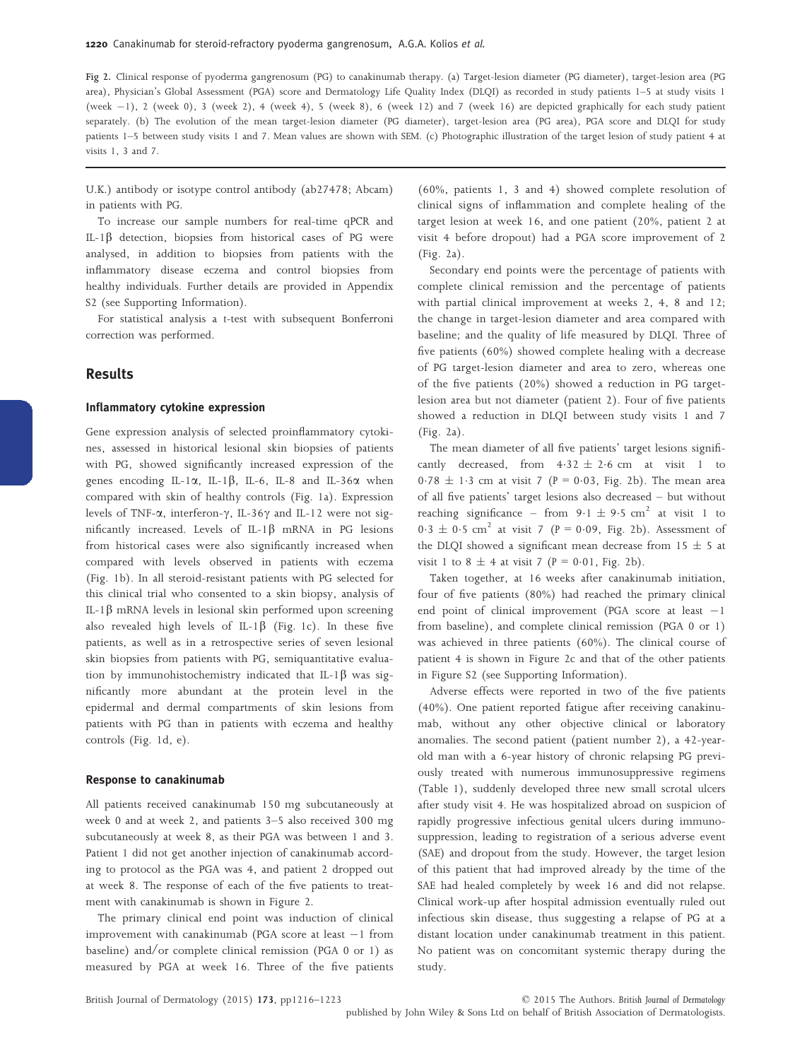Fig 2. Clinical response of pyoderma gangrenosum (PG) to canakinumab therapy. (a) Target-lesion diameter (PG diameter), target-lesion area (PG area), Physician's Global Assessment (PGA) score and Dermatology Life Quality Index (DLQI) as recorded in study patients 1–5 at study visits 1 (week −1), 2 (week 0), 3 (week 2), 4 (week 4), 5 (week 8), 6 (week 12) and 7 (week 16) are depicted graphically for each study patient separately. (b) The evolution of the mean target-lesion diameter (PG diameter), target-lesion area (PG area), PGA score and DLQI for study patients 1–5 between study visits 1 and 7. Mean values are shown with SEM. (c) Photographic illustration of the target lesion of study patient 4 at visits 1, 3 and 7.

U.K.) antibody or isotype control antibody (ab27478; Abcam) in patients with PG.

To increase our sample numbers for real-time qPCR and IL-1β detection, biopsies from historical cases of PG were analysed, in addition to biopsies from patients with the inflammatory disease eczema and control biopsies from healthy individuals. Further details are provided in Appendix S2 (see Supporting Information).

For statistical analysis a t-test with subsequent Bonferroni correction was performed.

## Results

### Inflammatory cytokine expression

Gene expression analysis of selected proinflammatory cytokines, assessed in historical lesional skin biopsies of patients with PG, showed significantly increased expression of the genes encoding IL-1α, IL-1β, IL-6, IL-8 and IL-36α when compared with skin of healthy controls (Fig. 1a). Expression levels of TNF-α, interferon-γ, IL-36γ and IL-12 were not significantly increased. Levels of IL-1β mRNA in PG lesions from historical cases were also significantly increased when compared with levels observed in patients with eczema (Fig. 1b). In all steroid-resistant patients with PG selected for this clinical trial who consented to a skin biopsy, analysis of IL-1β mRNA levels in lesional skin performed upon screening also revealed high levels of IL-1β (Fig. 1c). In these five patients, as well as in a retrospective series of seven lesional skin biopsies from patients with PG, semiquantitative evaluation by immunohistochemistry indicated that IL-1β was significantly more abundant at the protein level in the epidermal and dermal compartments of skin lesions from patients with PG than in patients with eczema and healthy controls (Fig. 1d, e).

### Response to canakinumab

All patients received canakinumab 150 mg subcutaneously at week 0 and at week 2, and patients 3–5 also received 300 mg subcutaneously at week 8, as their PGA was between 1 and 3. Patient 1 did not get another injection of canakinumab according to protocol as the PGA was 4, and patient 2 dropped out at week 8. The response of each of the five patients to treatment with canakinumab is shown in Figure 2.

The primary clinical end point was induction of clinical improvement with canakinumab (PGA score at least −1 from baseline) and/or complete clinical remission (PGA 0 or 1) as measured by PGA at week 16. Three of the five patients (60%, patients 1, 3 and 4) showed complete resolution of clinical signs of inflammation and complete healing of the target lesion at week 16, and one patient (20%, patient 2 at visit 4 before dropout) had a PGA score improvement of 2 (Fig. 2a).

Secondary end points were the percentage of patients with complete clinical remission and the percentage of patients with partial clinical improvement at weeks 2, 4, 8 and 12; the change in target-lesion diameter and area compared with baseline; and the quality of life measured by DLQI. Three of five patients (60%) showed complete healing with a decrease of PG target-lesion diameter and area to zero, whereas one of the five patients (20%) showed a reduction in PG target-lesion area but not diameter (patient 2). Four of five patients showed a reduction in DLQI between study visits 1 and 7 (Fig. 2a).

The mean diameter of all five patients' target lesions significantly decreased, from 4·32 ± 2·6 cm at visit 1 to 0·78 ± 1·3 cm at visit 7 ($P = 0{\cdot}03$, Fig. 2b). The mean area of all five patients' target lesions also decreased – but without reaching significance – from 9·1 ± 9·5 cm$^2$ at visit 1 to 0·3 ± 0·5 cm$^2$ at visit 7 ($P = 0{\cdot}09$, Fig. 2b). Assessment of the DLQI showed a significant mean decrease from 15 ± 5 at visit 1 to 8 ± 4 at visit 7 ($P = 0{\cdot}01$, Fig. 2b).

Taken together, at 16 weeks after canakinumab initiation, four of five patients (80%) had reached the primary clinical end point of clinical improvement (PGA score at least −1 from baseline), and complete clinical remission (PGA 0 or 1) was achieved in three patients (60%). The clinical course of patient 4 is shown in Figure 2c and that of the other patients in Figure S2 (see Supporting Information).

Adverse effects were reported in two of the five patients (40%). One patient reported fatigue after receiving canakinumab, without any other objective clinical or laboratory anomalies. The second patient (patient number 2), a 42-year-old man with a 6-year history of chronic relapsing PG previously treated with numerous immunosuppressive regimens (Table 1), suddenly developed three new small scrotal ulcers after study visit 4. He was hospitalized abroad on suspicion of rapidly progressive infectious genital ulcers during immunosuppression, leading to registration of a serious adverse event (SAE) and dropout from the study. However, the target lesion of this patient that had improved already by the time of the SAE had healed completely by week 16 and did not relapse. Clinical work-up after hospital admission eventually ruled out infectious skin disease, thus suggesting a relapse of PG at a distant location under canakinumab treatment in this patient. No patient was on concomitant systemic therapy during the study.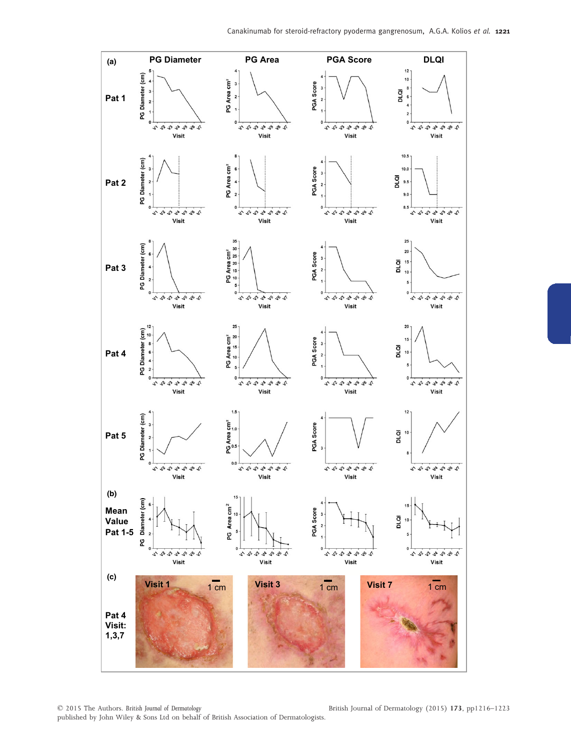(a)

| | PG Diameter | PG Area | PGA Score | DLQI |
|---|---|---|---|---|
| Pat 1 | | | | |
| Pat 2 | | | | |
| Pat 3 | | | | |
| Pat 4 | | | | |
| Pat 5 | | | | |

(b)

Mean Value Pat 1-5

(c)

Pat 4 Visit: 1,3,7

Visit 1 — 1 cm

Visit 3 — 1 cm

Visit 7 — 1 cm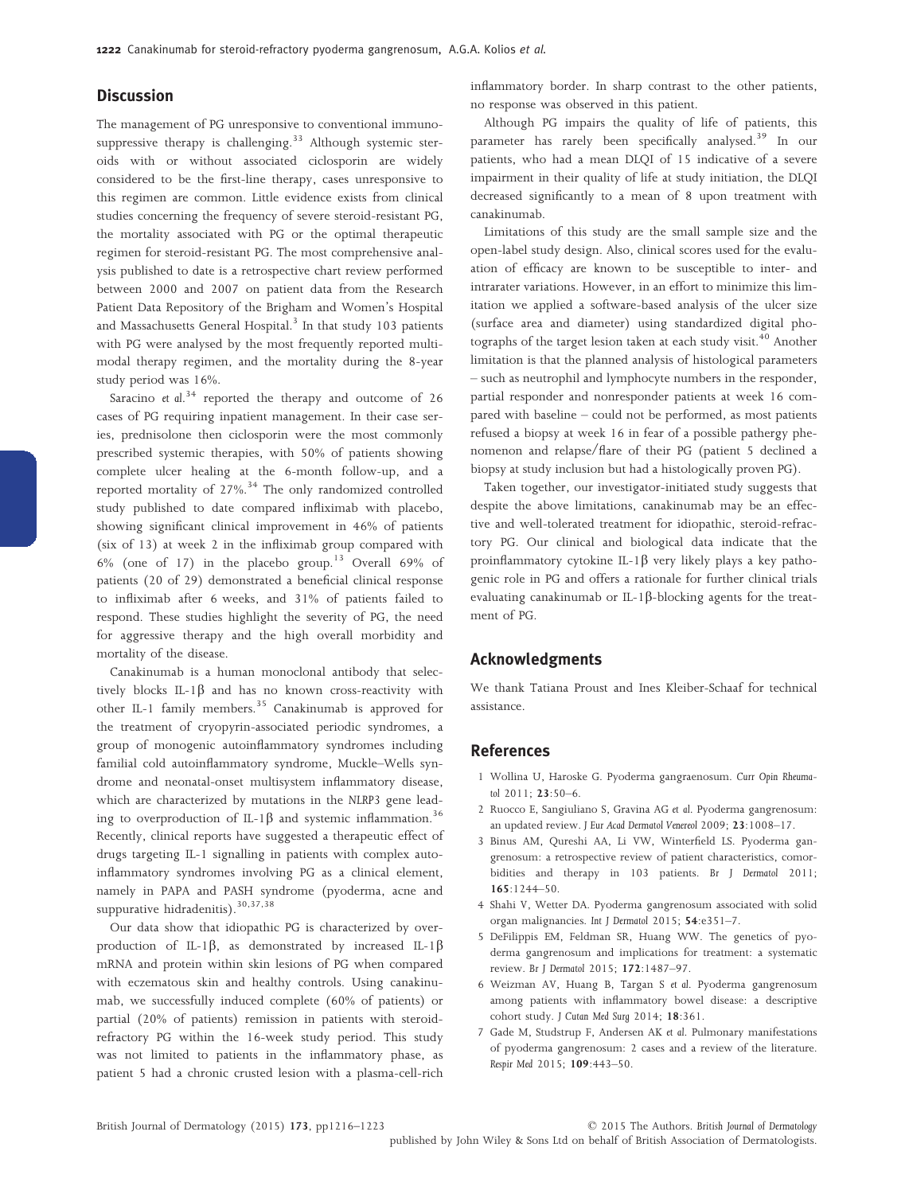## Discussion

The management of PG unresponsive to conventional immunosuppressive therapy is challenging.[33] Although systemic steroids with or without associated ciclosporin are widely considered to be the first-line therapy, cases unresponsive to this regimen are common. Little evidence exists from clinical studies concerning the frequency of severe steroid-resistant PG, the mortality associated with PG or the optimal therapeutic regimen for steroid-resistant PG. The most comprehensive analysis published to date is a retrospective chart review performed between 2000 and 2007 on patient data from the Research Patient Data Repository of the Brigham and Women's Hospital and Massachusetts General Hospital.[3] In that study 103 patients with PG were analysed by the most frequently reported multimodal therapy regimen, and the mortality during the 8-year study period was 16%.

Saracino *et al.*[34] reported the therapy and outcome of 26 cases of PG requiring inpatient management. In their case series, prednisolone then ciclosporin were the most commonly prescribed systemic therapies, with 50% of patients showing complete ulcer healing at the 6-month follow-up, and a reported mortality of 27%.[34] The only randomized controlled study published to date compared infliximab with placebo, showing significant clinical improvement in 46% of patients (six of 13) at week 2 in the infliximab group compared with 6% (one of 17) in the placebo group.[13] Overall 69% of patients (20 of 29) demonstrated a beneficial clinical response to infliximab after 6 weeks, and 31% of patients failed to respond. These studies highlight the severity of PG, the need for aggressive therapy and the high overall morbidity and mortality of the disease.

Canakinumab is a human monoclonal antibody that selectively blocks IL-1β and has no known cross-reactivity with other IL-1 family members.[35] Canakinumab is approved for the treatment of cryopyrin-associated periodic syndromes, a group of monogenic autoinflammatory syndromes including familial cold autoinflammatory syndrome, Muckle–Wells syndrome and neonatal-onset multisystem inflammatory disease, which are characterized by mutations in the *NLRP3* gene leading to overproduction of IL-1β and systemic inflammation.[36] Recently, clinical reports have suggested a therapeutic effect of drugs targeting IL-1 signalling in patients with complex autoinflammatory syndromes involving PG as a clinical element, namely in PAPA and PASH syndrome (pyoderma, acne and suppurative hidradenitis).[30,37,38]

Our data show that idiopathic PG is characterized by overproduction of IL-1β, as demonstrated by increased IL-1β mRNA and protein within skin lesions of PG when compared with eczematous skin and healthy controls. Using canakinumab, we successfully induced complete (60% of patients) or partial (20% of patients) remission in patients with steroid-refractory PG within the 16-week study period. This study was not limited to patients in the inflammatory phase, as patient 5 had a chronic crusted lesion with a plasma-cell-rich inflammatory border. In sharp contrast to the other patients, no response was observed in this patient.

Although PG impairs the quality of life of patients, this parameter has rarely been specifically analysed.[39] In our patients, who had a mean DLQI of 15 indicative of a severe impairment in their quality of life at study initiation, the DLQI decreased significantly to a mean of 8 upon treatment with canakinumab.

Limitations of this study are the small sample size and the open-label study design. Also, clinical scores used for the evaluation of efficacy are known to be susceptible to inter- and intrarater variations. However, in an effort to minimize this limitation we applied a software-based analysis of the ulcer size (surface area and diameter) using standardized digital photographs of the target lesion taken at each study visit.[40] Another limitation is that the planned analysis of histological parameters – such as neutrophil and lymphocyte numbers in the responder, partial responder and nonresponder patients at week 16 compared with baseline – could not be performed, as most patients refused a biopsy at week 16 in fear of a possible pathergy phenomenon and relapse/flare of their PG (patient 5 declined a biopsy at study inclusion but had a histologically proven PG).

Taken together, our investigator-initiated study suggests that despite the above limitations, canakinumab may be an effective and well-tolerated treatment for idiopathic, steroid-refractory PG. Our clinical and biological data indicate that the proinflammatory cytokine IL-1β very likely plays a key pathogenic role in PG and offers a rationale for further clinical trials evaluating canakinumab or IL-1β-blocking agents for the treatment of PG.

## Acknowledgments

We thank Tatiana Proust and Ines Kleiber-Schaaf for technical assistance.

## References

1 Wollina U, Haroske G. Pyoderma gangraenosum. *Curr Opin Rheumatol* 2011; **23**:50–6.

2 Ruocco E, Sangiuliano S, Gravina AG *et al.* Pyoderma gangrenosum: an updated review. *J Eur Acad Dermatol Venereol* 2009; **23**:1008–17.

3 Binus AM, Qureshi AA, Li VW, Winterfield LS. Pyoderma gangrenosum: a retrospective review of patient characteristics, comorbidities and therapy in 103 patients. *Br J Dermatol* 2011; **165**:1244–50.

4 Shahi V, Wetter DA. Pyoderma gangrenosum associated with solid organ malignancies. *Int J Dermatol* 2015; **54**:e351–7.

5 DeFilippis EM, Feldman SR, Huang WW. The genetics of pyoderma gangrenosum and implications for treatment: a systematic review. *Br J Dermatol* 2015; **172**:1487–97.

6 Weizman AV, Huang B, Targan S *et al.* Pyoderma gangrenosum among patients with inflammatory bowel disease: a descriptive cohort study. *J Cutan Med Surg* 2014; **18**:361.

7 Gade M, Studstrup F, Andersen AK *et al.* Pulmonary manifestations of pyoderma gangrenosum: 2 cases and a review of the literature. *Respir Med* 2015; **109**:443–50.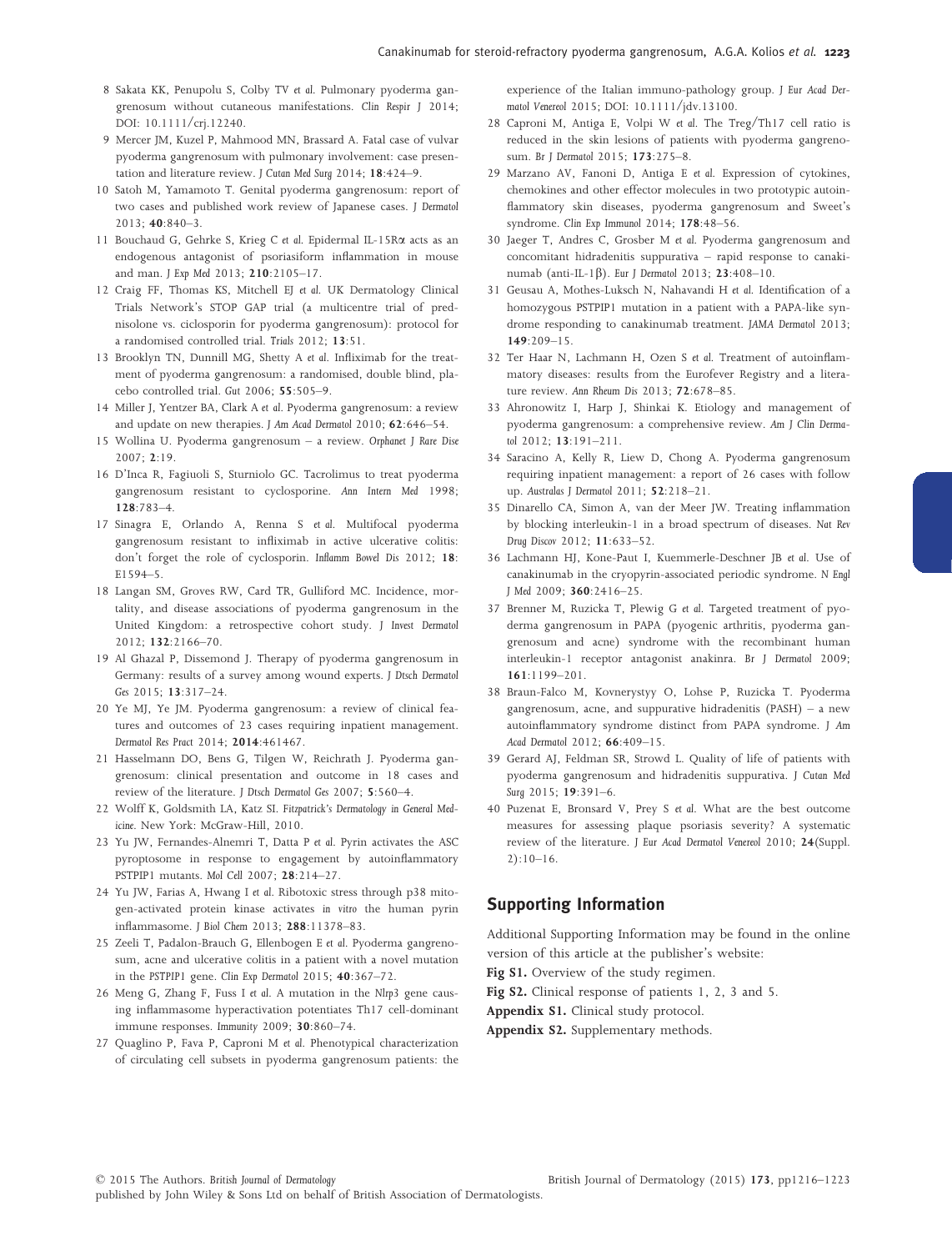8 Sakata KK, Penupolu S, Colby TV *et al.* Pulmonary pyoderma gangrenosum without cutaneous manifestations. *Clin Respir J* 2014; DOI: 10.1111/crj.12240.

9 Mercer JM, Kuzel P, Mahmood MN, Brassard A. Fatal case of vulvar pyoderma gangrenosum with pulmonary involvement: case presentation and literature review. *J Cutan Med Surg* 2014; **18**:424–9.

10 Satoh M, Yamamoto T. Genital pyoderma gangrenosum: report of two cases and published work review of Japanese cases. *J Dermatol* 2013; **40**:840–3.

11 Bouchaud G, Gehrke S, Krieg C *et al.* Epidermal IL-15Rα acts as an endogenous antagonist of psoriasiform inflammation in mouse and man. *J Exp Med* 2013; **210**:2105–17.

12 Craig FF, Thomas KS, Mitchell EJ *et al.* UK Dermatology Clinical Trials Network's STOP GAP trial (a multicentre trial of prednisolone vs. ciclosporin for pyoderma gangrenosum): protocol for a randomised controlled trial. *Trials* 2012; **13**:51.

13 Brooklyn TN, Dunnill MG, Shetty A *et al.* Infliximab for the treatment of pyoderma gangrenosum: a randomised, double blind, placebo controlled trial. *Gut* 2006; **55**:505–9.

14 Miller J, Yentzer BA, Clark A *et al.* Pyoderma gangrenosum: a review and update on new therapies. *J Am Acad Dermatol* 2010; **62**:646–54.

15 Wollina U. Pyoderma gangrenosum – a review. *Orphanet J Rare Dise* 2007; **2**:19.

16 D'Inca R, Fagiuoli S, Sturniolo GC. Tacrolimus to treat pyoderma gangrenosum resistant to cyclosporine. *Ann Intern Med* 1998; **128**:783–4.

17 Sinagra E, Orlando A, Renna S *et al.* Multifocal pyoderma gangrenosum resistant to infliximab in active ulcerative colitis: don't forget the role of cyclosporin. *Inflamm Bowel Dis* 2012; **18**: E1594–5.

18 Langan SM, Groves RW, Card TR, Gulliford MC. Incidence, mortality, and disease associations of pyoderma gangrenosum in the United Kingdom: a retrospective cohort study. *J Invest Dermatol* 2012; **132**:2166–70.

19 Al Ghazal P, Dissemond J. Therapy of pyoderma gangrenosum in Germany: results of a survey among wound experts. *J Dtsch Dermatol Ges* 2015; **13**:317–24.

20 Ye MJ, Ye JM. Pyoderma gangrenosum: a review of clinical features and outcomes of 23 cases requiring inpatient management. *Dermatol Res Pract* 2014; **2014**:461467.

21 Hasselmann DO, Bens G, Tilgen W, Reichrath J. Pyoderma gangrenosum: clinical presentation and outcome in 18 cases and review of the literature. *J Dtsch Dermatol Ges* 2007; **5**:560–4.

22 Wolff K, Goldsmith LA, Katz SI. *Fitzpatrick's Dermatology in General Medicine*. New York: McGraw-Hill, 2010.

23 Yu JW, Fernandes-Alnemri T, Datta P *et al.* Pyrin activates the ASC pyroptosome in response to engagement by autoinflammatory PSTPIP1 mutants. *Mol Cell* 2007; **28**:214–27.

24 Yu JW, Farias A, Hwang I *et al.* Ribotoxic stress through p38 mitogen-activated protein kinase activates *in vitro* the human pyrin inflammasome. *J Biol Chem* 2013; **288**:11378–83.

25 Zeeli T, Padalon-Brauch G, Ellenbogen E *et al.* Pyoderma gangrenosum, acne and ulcerative colitis in a patient with a novel mutation in the *PSTPIP1* gene. *Clin Exp Dermatol* 2015; **40**:367–72.

26 Meng G, Zhang F, Fuss I *et al.* A mutation in the *Nlrp3* gene causing inflammasome hyperactivation potentiates Th17 cell-dominant immune responses. *Immunity* 2009; **30**:860–74.

27 Quaglino P, Fava P, Caproni M *et al.* Phenotypical characterization of circulating cell subsets in pyoderma gangrenosum patients: the experience of the Italian immuno-pathology group. *J Eur Acad Dermatol Venereol* 2015; DOI: 10.1111/jdv.13100.

28 Caproni M, Antiga E, Volpi W *et al.* The Treg/Th17 cell ratio is reduced in the skin lesions of patients with pyoderma gangrenosum. *Br J Dermatol* 2015; **173**:275–8.

29 Marzano AV, Fanoni D, Antiga E *et al.* Expression of cytokines, chemokines and other effector molecules in two prototypic autoinflammatory skin diseases, pyoderma gangrenosum and Sweet's syndrome. *Clin Exp Immunol* 2014; **178**:48–56.

30 Jaeger T, Andres C, Grosber M *et al.* Pyoderma gangrenosum and concomitant hidradenitis suppurativa – rapid response to canakinumab (anti-IL-1β). *Eur J Dermatol* 2013; **23**:408–10.

31 Geusau A, Mothes-Luksch N, Nahavandi H *et al.* Identification of a homozygous PSTPIP1 mutation in a patient with a PAPA-like syndrome responding to canakinumab treatment. *JAMA Dermatol* 2013; **149**:209–15.

32 Ter Haar N, Lachmann H, Ozen S *et al.* Treatment of autoinflammatory diseases: results from the Eurofever Registry and a literature review. *Ann Rheum Dis* 2013; **72**:678–85.

33 Ahronowitz I, Harp J, Shinkai K. Etiology and management of pyoderma gangrenosum: a comprehensive review. *Am J Clin Dermatol* 2012; **13**:191–211.

34 Saracino A, Kelly R, Liew D, Chong A. Pyoderma gangrenosum requiring inpatient management: a report of 26 cases with follow up. *Australas J Dermatol* 2011; **52**:218–21.

35 Dinarello CA, Simon A, van der Meer JW. Treating inflammation by blocking interleukin-1 in a broad spectrum of diseases. *Nat Rev Drug Discov* 2012; **11**:633–52.

36 Lachmann HJ, Kone-Paut I, Kuemmerle-Deschner JB *et al.* Use of canakinumab in the cryopyrin-associated periodic syndrome. *N Engl J Med* 2009; **360**:2416–25.

37 Brenner M, Ruzicka T, Plewig G *et al.* Targeted treatment of pyoderma gangrenosum in PAPA (pyogenic arthritis, pyoderma gangrenosum and acne) syndrome with the recombinant human interleukin-1 receptor antagonist anakinra. *Br J Dermatol* 2009; **161**:1199–201.

38 Braun-Falco M, Kovnerystyy O, Lohse P, Ruzicka T. Pyoderma gangrenosum, acne, and suppurative hidradenitis (PASH) – a new autoinflammatory syndrome distinct from PAPA syndrome. *J Am Acad Dermatol* 2012; **66**:409–15.

39 Gerard AJ, Feldman SR, Strowd L. Quality of life of patients with pyoderma gangrenosum and hidradenitis suppurativa. *J Cutan Med Surg* 2015; **19**:391–6.

40 Puzenat E, Bronsard V, Prey S *et al.* What are the best outcome measures for assessing plaque psoriasis severity? A systematic review of the literature. *J Eur Acad Dermatol Venereol* 2010; **24**(Suppl. 2):10–16.

## Supporting Information

Additional Supporting Information may be found in the online version of this article at the publisher's website:

**Fig S1.** Overview of the study regimen.

**Fig S2.** Clinical response of patients 1, 2, 3 and 5.

**Appendix S1.** Clinical study protocol.

**Appendix S2.** Supplementary methods.